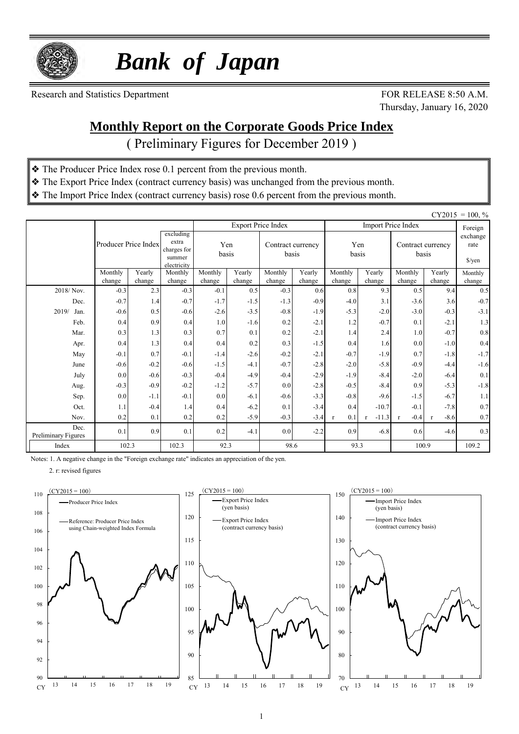# *Bank of Japan*

Research and Statistics Department

FOR RELEASE 8:50 A.M.
Thursday, January 16, 2020

## Monthly Report on the Corporate Goods Price Index

( Preliminary Figures for December 2019 )

- ❖ The Producer Price Index rose 0.1 percent from the previous month.
- ❖ The Export Price Index (contract currency basis) was unchanged from the previous month.
- ❖ The Import Price Index (contract currency basis) rose 0.6 percent from the previous month.

CY2015 = 100, %

| | Producer Price Index | | excluding extra charges for summer electricity | Export Price Index | | | | Import Price Index | | | | Foreign exchange rate $/yen |
|---|---|---|---|---|---|---|---|---|---|---|---|---|
| | | | | Yen basis | | Contract currency basis | | Yen basis | | Contract currency basis | | |
| | Monthly change | Yearly change | Monthly change | Monthly change | Yearly change | Monthly change | Yearly change | Monthly change | Yearly change | Monthly change | Yearly change | Monthly change |
| 2018/ Nov. | -0.3 | 2.3 | -0.3 | -0.1 | 0.5 | -0.3 | 0.6 | 0.8 | 9.3 | 0.5 | 9.4 | 0.5 |
| Dec. | -0.7 | 1.4 | -0.7 | -1.7 | -1.5 | -1.3 | -0.9 | -4.0 | 3.1 | -3.6 | 3.6 | -0.7 |
| 2019/ Jan. | -0.6 | 0.5 | -0.6 | -2.6 | -3.5 | -0.8 | -1.9 | -5.3 | -2.0 | -3.0 | -0.3 | -3.1 |
| Feb. | 0.4 | 0.9 | 0.4 | 1.0 | -1.6 | 0.2 | -2.1 | 1.2 | -0.7 | 0.1 | -2.1 | 1.3 |
| Mar. | 0.3 | 1.3 | 0.3 | 0.7 | 0.1 | 0.2 | -2.1 | 1.4 | 2.4 | 1.0 | -0.7 | 0.8 |
| Apr. | 0.4 | 1.3 | 0.4 | 0.4 | 0.2 | 0.3 | -1.5 | 0.4 | 1.6 | 0.0 | -1.0 | 0.4 |
| May | -0.1 | 0.7 | -0.1 | -1.4 | -2.6 | -0.2 | -2.1 | -0.7 | -1.9 | 0.7 | -1.8 | -1.7 |
| June | -0.6 | -0.2 | -0.6 | -1.5 | -4.1 | -0.7 | -2.8 | -2.0 | -5.8 | -0.9 | -4.4 | -1.6 |
| July | 0.0 | -0.6 | -0.3 | -0.4 | -4.9 | -0.4 | -2.9 | -1.9 | -8.4 | -2.0 | -6.4 | 0.1 |
| Aug. | -0.3 | -0.9 | -0.2 | -1.2 | -5.7 | 0.0 | -2.8 | -0.5 | -8.4 | 0.9 | -5.3 | -1.8 |
| Sep. | 0.0 | -1.1 | -0.1 | 0.0 | -6.1 | -0.6 | -3.3 | -0.8 | -9.6 | -1.5 | -6.7 | 1.1 |
| Oct. | 1.1 | -0.4 | 1.4 | 0.4 | -6.2 | 0.1 | -3.4 | 0.4 | -10.7 | -0.1 | -7.8 | 0.7 |
| Nov. | 0.2 | 0.1 | 0.2 | 0.2 | -5.9 | -0.3 | -3.4 | r 0.1 | r -11.3 | r -0.4 | r -8.6 | 0.7 |
| Dec. Preliminary Figures | 0.1 | 0.9 | 0.1 | 0.2 | -4.1 | 0.0 | -2.2 | 0.9 | -6.8 | 0.6 | -4.6 | 0.3 |
| Index | 102.3 | | 102.3 | 92.3 | | 98.6 | | 93.3 | | 100.9 | | 109.2 |

Notes: 1. A negative change in the "Foreign exchange rate" indicates an appreciation of the yen.

2. r: revised figures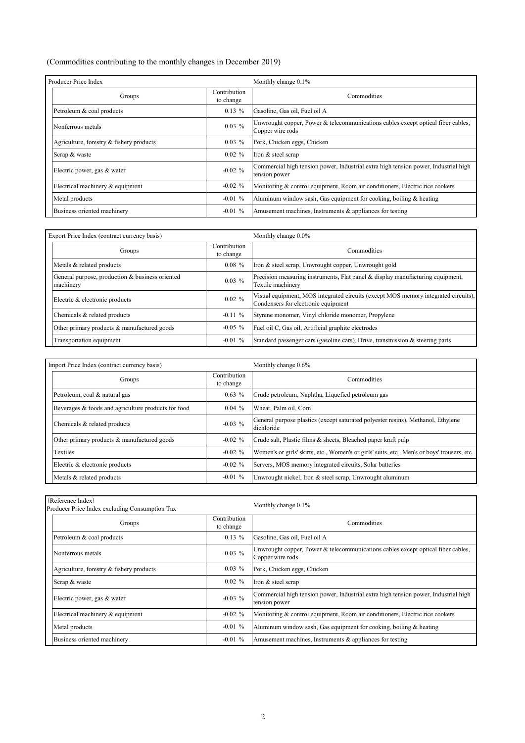(Commodities contributing to the monthly changes in December 2019)

Producer Price Index — Monthly change 0.1%

| Groups | Contribution to change | Commodities |
|---|---|---|
| Petroleum & coal products | 0.13 % | Gasoline, Gas oil, Fuel oil A |
| Nonferrous metals | 0.03 % | Unwrought copper, Power & telecommunications cables except optical fiber cables, Copper wire rods |
| Agriculture, forestry & fishery products | 0.03 % | Pork, Chicken eggs, Chicken |
| Scrap & waste | 0.02 % | Iron & steel scrap |
| Electric power, gas & water | -0.02 % | Commercial high tension power, Industrial extra high tension power, Industrial high tension power |
| Electrical machinery & equipment | -0.02 % | Monitoring & control equipment, Room air conditioners, Electric rice cookers |
| Metal products | -0.01 % | Aluminum window sash, Gas equipment for cooking, boiling & heating |
| Business oriented machinery | -0.01 % | Amusement machines, Instruments & appliances for testing |

Export Price Index (contract currency basis) — Monthly change 0.0%

| Groups | Contribution to change | Commodities |
|---|---|---|
| Metals & related products | 0.08 % | Iron & steel scrap, Unwrought copper, Unwrought gold |
| General purpose, production & business oriented machinery | 0.03 % | Precision measuring instruments, Flat panel & display manufacturing equipment, Textile machinery |
| Electric & electronic products | 0.02 % | Visual equipment, MOS integrated circuits (except MOS memory integrated circuits), Condensers for electronic equipment |
| Chemicals & related products | -0.11 % | Styrene monomer, Vinyl chloride monomer, Propylene |
| Other primary products & manufactured goods | -0.05 % | Fuel oil C, Gas oil, Artificial graphite electrodes |
| Transportation equipment | -0.01 % | Standard passenger cars (gasoline cars), Drive, transmission & steering parts |

Import Price Index (contract currency basis) — Monthly change 0.6%

| Groups | Contribution to change | Commodities |
|---|---|---|
| Petroleum, coal & natural gas | 0.63 % | Crude petroleum, Naphtha, Liquefied petroleum gas |
| Beverages & foods and agriculture products for food | 0.04 % | Wheat, Palm oil, Corn |
| Chemicals & related products | -0.03 % | General purpose plastics (except saturated polyester resins), Methanol, Ethylene dichloride |
| Other primary products & manufactured goods | -0.02 % | Crude salt, Plastic films & sheets, Bleached paper kraft pulp |
| Textiles | -0.02 % | Women's or girls' skirts, etc., Women's or girls' suits, etc., Men's or boys' trousers, etc. |
| Electric & electronic products | -0.02 % | Servers, MOS memory integrated circuits, Solar batteries |
| Metals & related products | -0.01 % | Unwrought nickel, Iron & steel scrap, Unwrought aluminum |

(Reference Index) Producer Price Index excluding Consumption Tax — Monthly change 0.1%

| Groups | Contribution to change | Commodities |
|---|---|---|
| Petroleum & coal products | 0.13 % | Gasoline, Gas oil, Fuel oil A |
| Nonferrous metals | 0.03 % | Unwrought copper, Power & telecommunications cables except optical fiber cables, Copper wire rods |
| Agriculture, forestry & fishery products | 0.03 % | Pork, Chicken eggs, Chicken |
| Scrap & waste | 0.02 % | Iron & steel scrap |
| Electric power, gas & water | -0.03 % | Commercial high tension power, Industrial extra high tension power, Industrial high tension power |
| Electrical machinery & equipment | -0.02 % | Monitoring & control equipment, Room air conditioners, Electric rice cookers |
| Metal products | -0.01 % | Aluminum window sash, Gas equipment for cooking, boiling & heating |
| Business oriented machinery | -0.01 % | Amusement machines, Instruments & appliances for testing |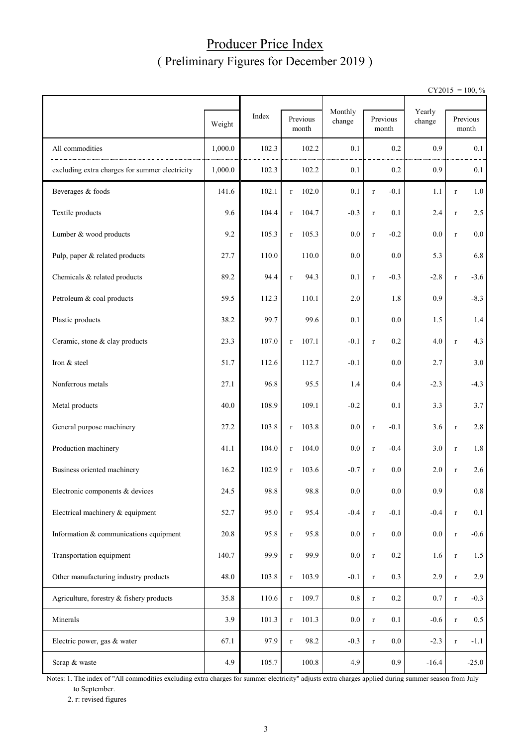# Producer Price Index
## ( Preliminary Figures for December 2019 )

CY2015 = 100, %

| | Weight | Index | Previous month | Monthly change | Previous month | Yearly change | Previous month |
|---|---|---|---|---|---|---|---|
| All commodities | 1,000.0 | 102.3 | 102.2 | 0.1 | 0.2 | 0.9 | 0.1 |
| excluding extra charges for summer electricity | 1,000.0 | 102.3 | 102.2 | 0.1 | 0.2 | 0.9 | 0.1 |
| Beverages & foods | 141.6 | 102.1 | r 102.0 | 0.1 | r -0.1 | 1.1 | r 1.0 |
| Textile products | 9.6 | 104.4 | r 104.7 | -0.3 | r 0.1 | 2.4 | r 2.5 |
| Lumber & wood products | 9.2 | 105.3 | r 105.3 | 0.0 | r -0.2 | 0.0 | r 0.0 |
| Pulp, paper & related products | 27.7 | 110.0 | 110.0 | 0.0 | 0.0 | 5.3 | 6.8 |
| Chemicals & related products | 89.2 | 94.4 | r 94.3 | 0.1 | r -0.3 | -2.8 | r -3.6 |
| Petroleum & coal products | 59.5 | 112.3 | 110.1 | 2.0 | 1.8 | 0.9 | -8.3 |
| Plastic products | 38.2 | 99.7 | 99.6 | 0.1 | 0.0 | 1.5 | 1.4 |
| Ceramic, stone & clay products | 23.3 | 107.0 | r 107.1 | -0.1 | r 0.2 | 4.0 | r 4.3 |
| Iron & steel | 51.7 | 112.6 | 112.7 | -0.1 | 0.0 | 2.7 | 3.0 |
| Nonferrous metals | 27.1 | 96.8 | 95.5 | 1.4 | 0.4 | -2.3 | -4.3 |
| Metal products | 40.0 | 108.9 | 109.1 | -0.2 | 0.1 | 3.3 | 3.7 |
| General purpose machinery | 27.2 | 103.8 | r 103.8 | 0.0 | r -0.1 | 3.6 | r 2.8 |
| Production machinery | 41.1 | 104.0 | r 104.0 | 0.0 | r -0.4 | 3.0 | r 1.8 |
| Business oriented machinery | 16.2 | 102.9 | r 103.6 | -0.7 | r 0.0 | 2.0 | r 2.6 |
| Electronic components & devices | 24.5 | 98.8 | 98.8 | 0.0 | 0.0 | 0.9 | 0.8 |
| Electrical machinery & equipment | 52.7 | 95.0 | r 95.4 | -0.4 | r -0.1 | -0.4 | r 0.1 |
| Information & communications equipment | 20.8 | 95.8 | r 95.8 | 0.0 | r 0.0 | 0.0 | r -0.6 |
| Transportation equipment | 140.7 | 99.9 | r 99.9 | 0.0 | r 0.2 | 1.6 | r 1.5 |
| Other manufacturing industry products | 48.0 | 103.8 | r 103.9 | -0.1 | r 0.3 | 2.9 | r 2.9 |
| Agriculture, forestry & fishery products | 35.8 | 110.6 | r 109.7 | 0.8 | r 0.2 | 0.7 | r -0.3 |
| Minerals | 3.9 | 101.3 | r 101.3 | 0.0 | r 0.1 | -0.6 | r 0.5 |
| Electric power, gas & water | 67.1 | 97.9 | r 98.2 | -0.3 | r 0.0 | -2.3 | r -1.1 |
| Scrap & waste | 4.9 | 105.7 | 100.8 | 4.9 | 0.9 | -16.4 | -25.0 |

Notes: 1. The index of "All commodities excluding extra charges for summer electricity" adjusts extra charges applied during summer season from July to September.

2. r: revised figures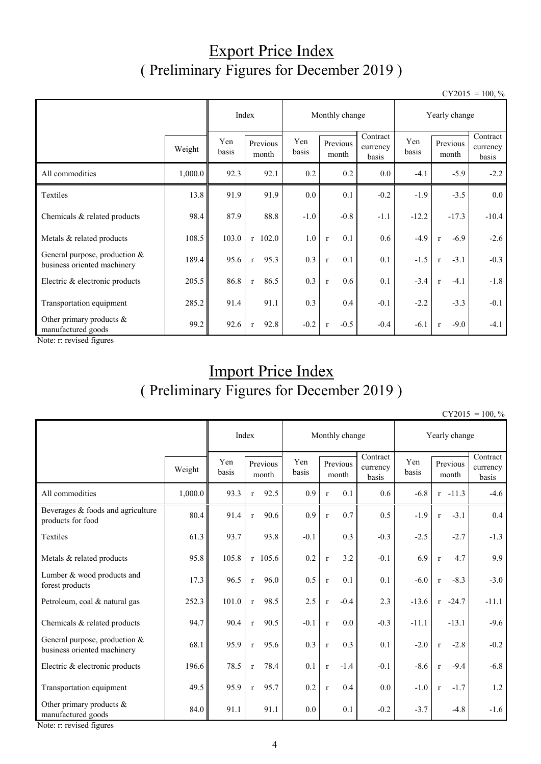# Export Price Index
## ( Preliminary Figures for December 2019 )

CY2015 = 100, %

| | | Index | | Monthly change | | | Yearly change | | |
|---|---|---|---|---|---|---|---|---|---|
| | Weight | Yen basis | Previous month | Yen basis | Previous month | Contract currency basis | Yen basis | Previous month | Contract currency basis |
| All commodities | 1,000.0 | 92.3 | 92.1 | 0.2 | 0.2 | 0.0 | -4.1 | -5.9 | -2.2 |
| Textiles | 13.8 | 91.9 | 91.9 | 0.0 | 0.1 | -0.2 | -1.9 | -3.5 | 0.0 |
| Chemicals & related products | 98.4 | 87.9 | 88.8 | -1.0 | -0.8 | -1.1 | -12.2 | -17.3 | -10.4 |
| Metals & related products | 108.5 | 103.0 | r 102.0 | 1.0 | r 0.1 | 0.6 | -4.9 | r -6.9 | -2.6 |
| General purpose, production & business oriented machinery | 189.4 | 95.6 | r 95.3 | 0.3 | r 0.1 | 0.1 | -1.5 | r -3.1 | -0.3 |
| Electric & electronic products | 205.5 | 86.8 | r 86.5 | 0.3 | r 0.6 | 0.1 | -3.4 | r -4.1 | -1.8 |
| Transportation equipment | 285.2 | 91.4 | 91.1 | 0.3 | 0.4 | -0.1 | -2.2 | -3.3 | -0.1 |
| Other primary products & manufactured goods | 99.2 | 92.6 | r 92.8 | -0.2 | r -0.5 | -0.4 | -6.1 | r -9.0 | -4.1 |

Note: r: revised figures

# Import Price Index
## ( Preliminary Figures for December 2019 )

CY2015 = 100, %

| | | Index | | Monthly change | | | Yearly change | | |
|---|---|---|---|---|---|---|---|---|---|
| | Weight | Yen basis | Previous month | Yen basis | Previous month | Contract currency basis | Yen basis | Previous month | Contract currency basis |
| All commodities | 1,000.0 | 93.3 | r 92.5 | 0.9 | r 0.1 | 0.6 | -6.8 | r -11.3 | -4.6 |
| Beverages & foods and agriculture products for food | 80.4 | 91.4 | r 90.6 | 0.9 | r 0.7 | 0.5 | -1.9 | r -3.1 | 0.4 |
| Textiles | 61.3 | 93.7 | 93.8 | -0.1 | 0.3 | -0.3 | -2.5 | -2.7 | -1.3 |
| Metals & related products | 95.8 | 105.8 | r 105.6 | 0.2 | r 3.2 | -0.1 | 6.9 | r 4.7 | 9.9 |
| Lumber & wood products and forest products | 17.3 | 96.5 | r 96.0 | 0.5 | r 0.1 | 0.1 | -6.0 | r -8.3 | -3.0 |
| Petroleum, coal & natural gas | 252.3 | 101.0 | r 98.5 | 2.5 | r -0.4 | 2.3 | -13.6 | r -24.7 | -11.1 |
| Chemicals & related products | 94.7 | 90.4 | r 90.5 | -0.1 | r 0.0 | -0.3 | -11.1 | -13.1 | -9.6 |
| General purpose, production & business oriented machinery | 68.1 | 95.9 | r 95.6 | 0.3 | r 0.3 | 0.1 | -2.0 | r -2.8 | -0.2 |
| Electric & electronic products | 196.6 | 78.5 | r 78.4 | 0.1 | r -1.4 | -0.1 | -8.6 | r -9.4 | -6.8 |
| Transportation equipment | 49.5 | 95.9 | r 95.7 | 0.2 | r 0.4 | 0.0 | -1.0 | r -1.7 | 1.2 |
| Other primary products & manufactured goods | 84.0 | 91.1 | 91.1 | 0.0 | 0.1 | -0.2 | -3.7 | -4.8 | -1.6 |

Note: r: revised figures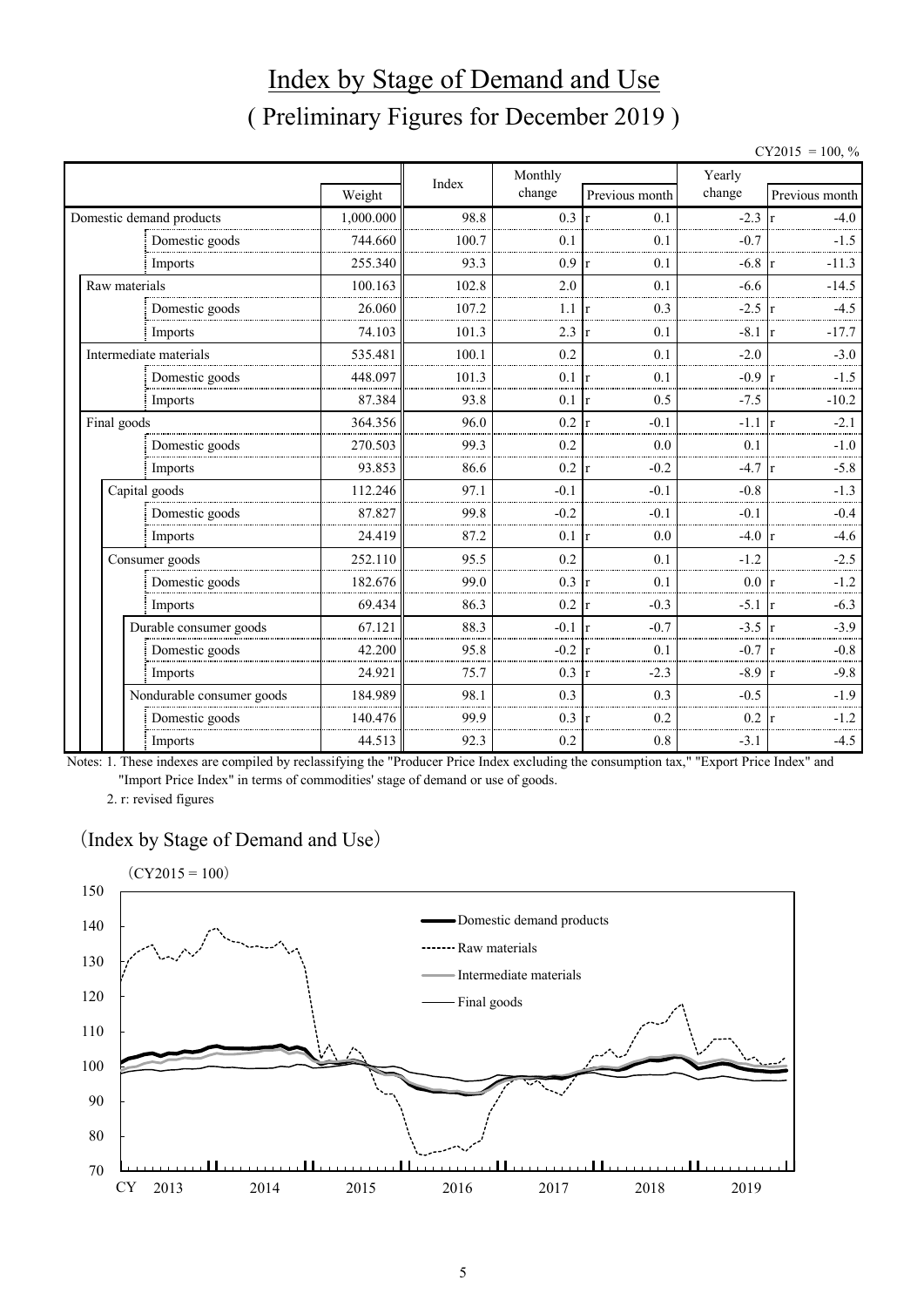# Index by Stage of Demand and Use

## ( Preliminary Figures for December 2019 )

CY2015 = 100, %

| | Weight | Index | Monthly change | Previous month | Yearly change | Previous month |
|---|---|---|---|---|---|---|
| Domestic demand products | 1,000.000 | 98.8 | 0.3 | r 0.1 | -2.3 | r -4.0 |
| Domestic goods | 744.660 | 100.7 | 0.1 | 0.1 | -0.7 | -1.5 |
| Imports | 255.340 | 93.3 | 0.9 | r 0.1 | -6.8 | r -11.3 |
| Raw materials | 100.163 | 102.8 | 2.0 | 0.1 | -6.6 | -14.5 |
| Domestic goods | 26.060 | 107.2 | 1.1 | r 0.3 | -2.5 | r -4.5 |
| Imports | 74.103 | 101.3 | 2.3 | r 0.1 | -8.1 | r -17.7 |
| Intermediate materials | 535.481 | 100.1 | 0.2 | 0.1 | -2.0 | -3.0 |
| Domestic goods | 448.097 | 101.3 | 0.1 | r 0.1 | -0.9 | r -1.5 |
| Imports | 87.384 | 93.8 | 0.1 | r 0.5 | -7.5 | -10.2 |
| Final goods | 364.356 | 96.0 | 0.2 | r -0.1 | -1.1 | r -2.1 |
| Domestic goods | 270.503 | 99.3 | 0.2 | 0.0 | 0.1 | -1.0 |
| Imports | 93.853 | 86.6 | 0.2 | r -0.2 | -4.7 | r -5.8 |
| Capital goods | 112.246 | 97.1 | -0.1 | -0.1 | -0.8 | -1.3 |
| Domestic goods | 87.827 | 99.8 | -0.2 | -0.1 | -0.1 | -0.4 |
| Imports | 24.419 | 87.2 | 0.1 | r 0.0 | -4.0 | r -4.6 |
| Consumer goods | 252.110 | 95.5 | 0.2 | 0.1 | -1.2 | -2.5 |
| Domestic goods | 182.676 | 99.0 | 0.3 | r 0.1 | 0.0 | r -1.2 |
| Imports | 69.434 | 86.3 | 0.2 | r -0.3 | -5.1 | r -6.3 |
| Durable consumer goods | 67.121 | 88.3 | -0.1 | r -0.7 | -3.5 | r -3.9 |
| Domestic goods | 42.200 | 95.8 | -0.2 | r 0.1 | -0.7 | r -0.8 |
| Imports | 24.921 | 75.7 | 0.3 | r -2.3 | -8.9 | r -9.8 |
| Nondurable consumer goods | 184.989 | 98.1 | 0.3 | 0.3 | -0.5 | -1.9 |
| Domestic goods | 140.476 | 99.9 | 0.3 | r 0.2 | 0.2 | r -1.2 |
| Imports | 44.513 | 92.3 | 0.2 | 0.8 | -3.1 | -4.5 |

Notes: 1. These indexes are compiled by reclassifying the "Producer Price Index excluding the consumption tax," "Export Price Index" and "Import Price Index" in terms of commodities' stage of demand or use of goods.

2. r: revised figures

(Index by Stage of Demand and Use)

(CY2015 = 100)

Legend: Domestic demand products; Raw materials; Intermediate materials; Final goods

CY 2013 2014 2015 2016 2017 2018 2019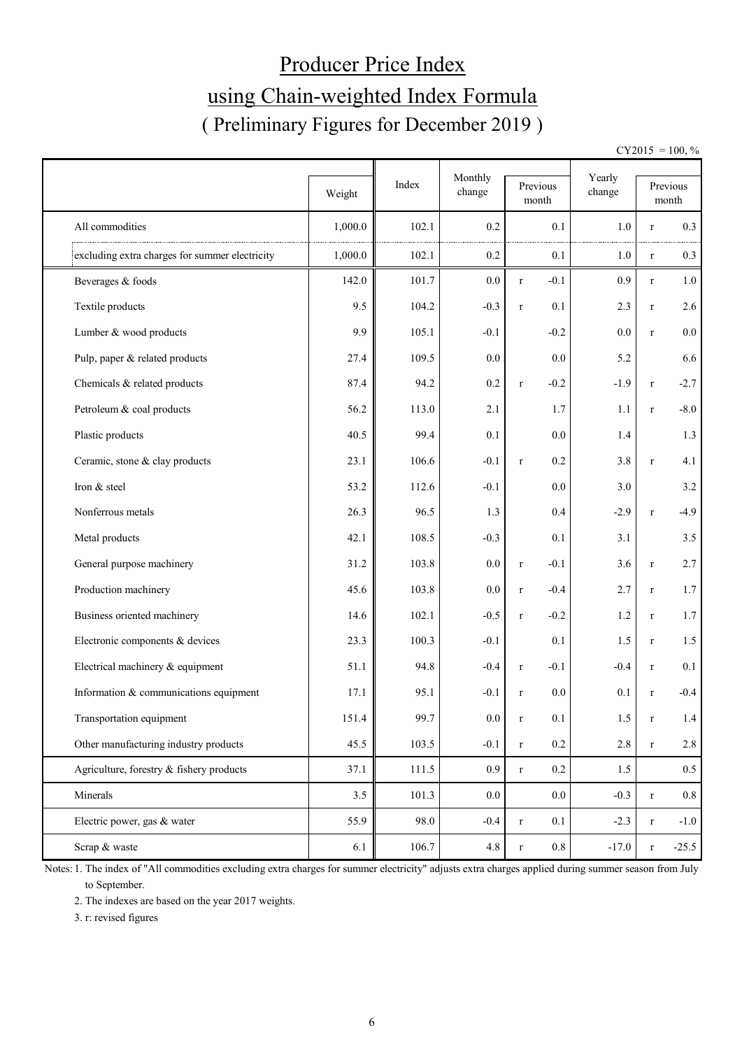# Producer Price Index

## using Chain-weighted Index Formula

### ( Preliminary Figures for December 2019 )

CY2015 = 100, %

| | Weight | Index | Monthly change | Previous month | | Yearly change | Previous month | |
|---|---|---|---|---|---|---|---|---|
| All commodities | 1,000.0 | 102.1 | 0.2 | | 0.1 | 1.0 | r | 0.3 |
| excluding extra charges for summer electricity | 1,000.0 | 102.1 | 0.2 | | 0.1 | 1.0 | r | 0.3 |
| Beverages & foods | 142.0 | 101.7 | 0.0 | r | -0.1 | 0.9 | r | 1.0 |
| Textile products | 9.5 | 104.2 | -0.3 | r | 0.1 | 2.3 | r | 2.6 |
| Lumber & wood products | 9.9 | 105.1 | -0.1 | | -0.2 | 0.0 | r | 0.0 |
| Pulp, paper & related products | 27.4 | 109.5 | 0.0 | | 0.0 | 5.2 | | 6.6 |
| Chemicals & related products | 87.4 | 94.2 | 0.2 | r | -0.2 | -1.9 | r | -2.7 |
| Petroleum & coal products | 56.2 | 113.0 | 2.1 | | 1.7 | 1.1 | r | -8.0 |
| Plastic products | 40.5 | 99.4 | 0.1 | | 0.0 | 1.4 | | 1.3 |
| Ceramic, stone & clay products | 23.1 | 106.6 | -0.1 | r | 0.2 | 3.8 | r | 4.1 |
| Iron & steel | 53.2 | 112.6 | -0.1 | | 0.0 | 3.0 | | 3.2 |
| Nonferrous metals | 26.3 | 96.5 | 1.3 | | 0.4 | -2.9 | r | -4.9 |
| Metal products | 42.1 | 108.5 | -0.3 | | 0.1 | 3.1 | | 3.5 |
| General purpose machinery | 31.2 | 103.8 | 0.0 | r | -0.1 | 3.6 | r | 2.7 |
| Production machinery | 45.6 | 103.8 | 0.0 | r | -0.4 | 2.7 | r | 1.7 |
| Business oriented machinery | 14.6 | 102.1 | -0.5 | r | -0.2 | 1.2 | r | 1.7 |
| Electronic components & devices | 23.3 | 100.3 | -0.1 | | 0.1 | 1.5 | r | 1.5 |
| Electrical machinery & equipment | 51.1 | 94.8 | -0.4 | r | -0.1 | -0.4 | r | 0.1 |
| Information & communications equipment | 17.1 | 95.1 | -0.1 | r | 0.0 | 0.1 | r | -0.4 |
| Transportation equipment | 151.4 | 99.7 | 0.0 | r | 0.1 | 1.5 | r | 1.4 |
| Other manufacturing industry products | 45.5 | 103.5 | -0.1 | r | 0.2 | 2.8 | r | 2.8 |
| Agriculture, forestry & fishery products | 37.1 | 111.5 | 0.9 | r | 0.2 | 1.5 | | 0.5 |
| Minerals | 3.5 | 101.3 | 0.0 | | 0.0 | -0.3 | r | 0.8 |
| Electric power, gas & water | 55.9 | 98.0 | -0.4 | r | 0.1 | -2.3 | r | -1.0 |
| Scrap & waste | 6.1 | 106.7 | 4.8 | r | 0.8 | -17.0 | r | -25.5 |

Notes: 1. The index of "All commodities excluding extra charges for summer electricity" adjusts extra charges applied during summer season from July to September.

2. The indexes are based on the year 2017 weights.

3. r: revised figures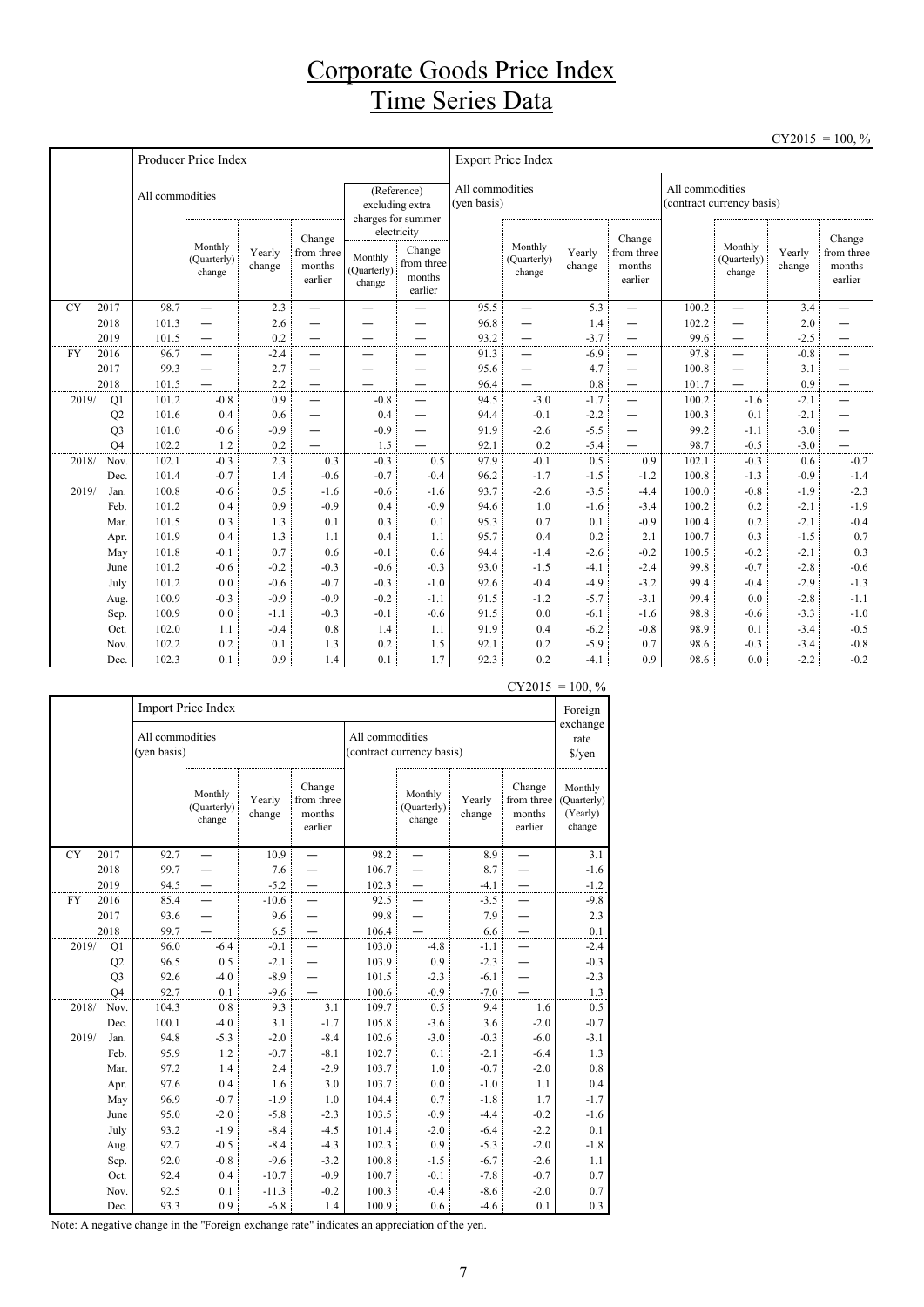# Corporate Goods Price Index
# Time Series Data

CY2015 = 100, %

| | | Producer Price Index | | | | | | Export Price Index | | | | | | | |
|---|---|---|---|---|---|---|---|---|---|---|---|---|---|---|---|
| | | All commodities | | | | (Reference) excluding extra charges for summer electricity | | All commodities (yen basis) | | | | All commodities (contract currency basis) | | | |
| | | | Monthly (Quarterly) change | Yearly change | Change from three months earlier | Monthly (Quarterly) change | Change from three months earlier | | Monthly (Quarterly) change | Yearly change | Change from three months earlier | | Monthly (Quarterly) change | Yearly change | Change from three months earlier |
| CY | 2017 | 98.7 | — | 2.3 | — | — | — | 95.5 | — | 5.3 | — | 100.2 | — | 3.4 | — |
| | 2018 | 101.3 | — | 2.6 | — | — | — | 96.8 | — | 1.4 | — | 102.2 | — | 2.0 | — |
| | 2019 | 101.5 | — | 0.2 | — | — | — | 93.2 | — | -3.7 | — | 99.6 | — | -2.5 | — |
| FY | 2016 | 96.7 | — | -2.4 | — | — | — | 91.3 | — | -6.9 | — | 97.8 | — | -0.8 | — |
| | 2017 | 99.3 | — | 2.7 | — | — | — | 95.6 | — | 4.7 | — | 100.8 | — | 3.1 | — |
| | 2018 | 101.5 | — | 2.2 | — | — | — | 96.4 | — | 0.8 | — | 101.7 | — | 0.9 | — |
| 2019/ | Q1 | 101.2 | -0.8 | 0.9 | — | -0.8 | — | 94.5 | -3.0 | -1.7 | — | 100.2 | -1.6 | -2.1 | — |
| | Q2 | 101.6 | 0.4 | 0.6 | — | 0.4 | — | 94.4 | -0.1 | -2.2 | — | 100.3 | 0.1 | -2.1 | — |
| | Q3 | 101.0 | -0.6 | -0.9 | — | -0.9 | — | 91.9 | -2.6 | -5.5 | — | 99.2 | -1.1 | -3.0 | — |
| | Q4 | 102.2 | 1.2 | 0.2 | — | 1.5 | — | 92.1 | 0.2 | -5.4 | — | 98.7 | -0.5 | -3.0 | — |
| 2018/ | Nov. | 102.1 | -0.3 | 2.3 | 0.3 | -0.3 | 0.5 | 97.9 | -0.1 | 0.5 | 0.9 | 102.1 | -0.3 | 0.6 | -0.2 |
| | Dec. | 101.4 | -0.7 | 1.4 | -0.6 | -0.7 | -0.4 | 96.2 | -1.7 | -1.5 | -1.2 | 100.8 | -1.3 | -0.9 | -1.4 |
| 2019/ | Jan. | 100.8 | -0.6 | 0.5 | -1.6 | -0.6 | -1.6 | 93.7 | -2.6 | -3.5 | -4.4 | 100.0 | -0.8 | -1.9 | -2.3 |
| | Feb. | 101.2 | 0.4 | 0.9 | -0.9 | 0.4 | -0.9 | 94.6 | 1.0 | -1.6 | -3.4 | 100.2 | 0.2 | -2.1 | -1.9 |
| | Mar. | 101.5 | 0.3 | 1.3 | 0.1 | 0.3 | 0.1 | 95.3 | 0.7 | 0.1 | -0.9 | 100.4 | 0.2 | -2.1 | -0.4 |
| | Apr. | 101.9 | 0.4 | 1.3 | 1.1 | 0.4 | 1.1 | 95.7 | 0.4 | 0.2 | 2.1 | 100.7 | 0.3 | -1.5 | 0.7 |
| | May | 101.8 | -0.1 | 0.7 | 0.6 | -0.1 | 0.6 | 94.4 | -1.4 | -2.6 | -0.2 | 100.5 | -0.2 | -2.1 | 0.3 |
| | June | 101.2 | -0.6 | -0.2 | -0.3 | -0.6 | -0.3 | 93.0 | -1.5 | -4.1 | -2.4 | 99.8 | -0.7 | -2.8 | -0.6 |
| | July | 101.2 | 0.0 | -0.6 | -0.7 | -0.3 | -1.0 | 92.6 | -0.4 | -4.9 | -3.2 | 99.4 | -0.4 | -2.9 | -1.3 |
| | Aug. | 100.9 | -0.3 | -0.9 | -0.9 | -0.2 | -1.1 | 91.5 | -1.2 | -5.7 | -3.1 | 99.4 | 0.0 | -2.8 | -1.1 |
| | Sep. | 100.9 | 0.0 | -1.1 | -0.3 | -0.1 | -0.6 | 91.5 | 0.0 | -6.1 | -1.6 | 98.8 | -0.6 | -3.3 | -1.0 |
| | Oct. | 102.0 | 1.1 | -0.4 | 0.8 | 1.4 | 1.1 | 91.9 | 0.4 | -6.2 | -0.8 | 98.9 | 0.1 | -3.4 | -0.5 |
| | Nov. | 102.2 | 0.2 | 0.1 | 1.3 | 0.2 | 1.5 | 92.1 | 0.2 | -5.9 | 0.7 | 98.6 | -0.3 | -3.4 | -0.8 |
| | Dec. | 102.3 | 0.1 | 0.9 | 1.4 | 0.1 | 1.7 | 92.3 | 0.2 | -4.1 | 0.9 | 98.6 | 0.0 | -2.2 | -0.2 |

CY2015 = 100, %

| | | Import Price Index | | | | | | | | Foreign exchange rate $/yen |
|---|---|---|---|---|---|---|---|---|---|---|
| | | All commodities (yen basis) | | | | All commodities (contract currency basis) | | | | |
| | | | Monthly (Quarterly) change | Yearly change | Change from three months earlier | | Monthly (Quarterly) change | Yearly change | Change from three months earlier | Monthly (Quarterly) (Yearly) change |
| CY | 2017 | 92.7 | — | 10.9 | — | 98.2 | — | 8.9 | — | 3.1 |
| | 2018 | 99.7 | — | 7.6 | — | 106.7 | — | 8.7 | — | -1.6 |
| | 2019 | 94.5 | — | -5.2 | — | 102.3 | — | -4.1 | — | -1.2 |
| FY | 2016 | 85.4 | — | -10.6 | — | 92.5 | — | -3.5 | — | -9.8 |
| | 2017 | 93.6 | — | 9.6 | — | 99.8 | — | 7.9 | — | 2.3 |
| | 2018 | 99.7 | — | 6.5 | — | 106.4 | — | 6.6 | — | 0.1 |
| 2019/ | Q1 | 96.0 | -6.4 | -0.1 | — | 103.0 | -4.8 | -1.1 | — | -2.4 |
| | Q2 | 96.5 | 0.5 | -2.1 | — | 103.9 | 0.9 | -2.3 | — | -0.3 |
| | Q3 | 92.6 | -4.0 | -8.9 | — | 101.5 | -2.3 | -6.1 | — | -2.3 |
| | Q4 | 92.7 | 0.1 | -9.6 | — | 100.6 | -0.9 | -7.0 | — | 1.3 |
| 2018/ | Nov. | 104.3 | 0.8 | 9.3 | 3.1 | 109.7 | 0.5 | 9.4 | 1.6 | 0.5 |
| | Dec. | 100.1 | -4.0 | 3.1 | -1.7 | 105.8 | -3.6 | 3.6 | -2.0 | -0.7 |
| 2019/ | Jan. | 94.8 | -5.3 | -2.0 | -8.4 | 102.6 | -3.0 | -0.3 | -6.0 | -3.1 |
| | Feb. | 95.9 | 1.2 | -0.7 | -8.1 | 102.7 | 0.1 | -2.1 | -6.4 | 1.3 |
| | Mar. | 97.2 | 1.4 | 2.4 | -2.9 | 103.7 | 1.0 | -0.7 | -2.0 | 0.8 |
| | Apr. | 97.6 | 0.4 | 1.6 | 3.0 | 103.7 | 0.0 | -1.0 | 1.1 | 0.4 |
| | May | 96.9 | -0.7 | -1.9 | 1.0 | 104.4 | 0.7 | -1.8 | 1.7 | -1.7 |
| | June | 95.0 | -2.0 | -5.8 | -2.3 | 103.5 | -0.9 | -4.4 | -0.2 | -1.6 |
| | July | 93.2 | -1.9 | -8.4 | -4.5 | 101.4 | -2.0 | -6.4 | -2.2 | 0.1 |
| | Aug. | 92.7 | -0.5 | -8.4 | -4.3 | 102.3 | 0.9 | -5.3 | -2.0 | -1.8 |
| | Sep. | 92.0 | -0.8 | -9.6 | -3.2 | 100.8 | -1.5 | -6.7 | -2.6 | 1.1 |
| | Oct. | 92.4 | 0.4 | -10.7 | -0.9 | 100.7 | -0.1 | -7.8 | -0.7 | 0.7 |
| | Nov. | 92.5 | 0.1 | -11.3 | -0.2 | 100.3 | -0.4 | -8.6 | -2.0 | 0.7 |
| | Dec. | 93.3 | 0.9 | -6.8 | 1.4 | 100.9 | 0.6 | -4.6 | 0.1 | 0.3 |

Note: A negative change in the "Foreign exchange rate" indicates an appreciation of the yen.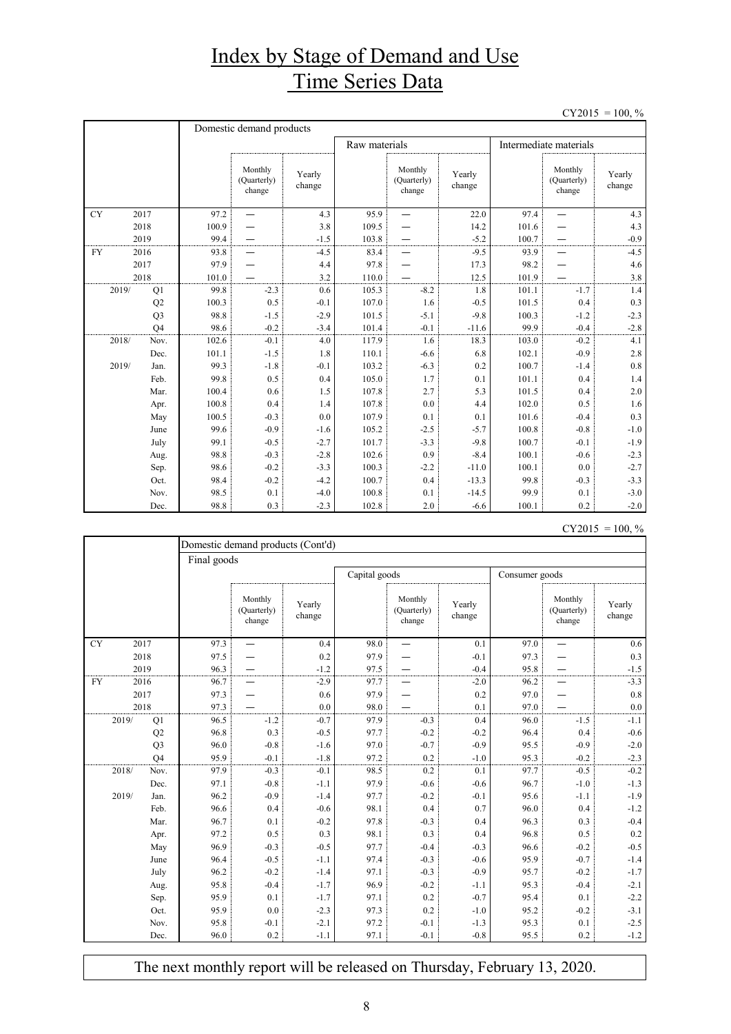# Index by Stage of Demand and Use
# Time Series Data

CY2015 = 100, %

| | | Domestic demand products | | | | | | | | |
|---|---|---|---|---|---|---|---|---|---|---|
| | | | | | Raw materials | | | Intermediate materials | | |
| | | | Monthly (Quarterly) change | Yearly change | | Monthly (Quarterly) change | Yearly change | | Monthly (Quarterly) change | Yearly change |
| CY | 2017 | 97.2 | — | 4.3 | 95.9 | — | 22.0 | 97.4 | — | 4.3 |
| | 2018 | 100.9 | — | 3.8 | 109.5 | — | 14.2 | 101.6 | — | 4.3 |
| | 2019 | 99.4 | — | -1.5 | 103.8 | — | -5.2 | 100.7 | — | -0.9 |
| FY | 2016 | 93.8 | — | -4.5 | 83.4 | — | -9.5 | 93.9 | — | -4.5 |
| | 2017 | 97.9 | — | 4.4 | 97.8 | — | 17.3 | 98.2 | — | 4.6 |
| | 2018 | 101.0 | — | 3.2 | 110.0 | — | 12.5 | 101.9 | — | 3.8 |
| 2019/ | Q1 | 99.8 | -2.3 | 0.6 | 105.3 | -8.2 | 1.8 | 101.1 | -1.7 | 1.4 |
| | Q2 | 100.3 | 0.5 | -0.1 | 107.0 | 1.6 | -0.5 | 101.5 | 0.4 | 0.3 |
| | Q3 | 98.8 | -1.5 | -2.9 | 101.5 | -5.1 | -9.8 | 100.3 | -1.2 | -2.3 |
| | Q4 | 98.6 | -0.2 | -3.4 | 101.4 | -0.1 | -11.6 | 99.9 | -0.4 | -2.8 |
| 2018/ | Nov. | 102.6 | -0.1 | 4.0 | 117.9 | 1.6 | 18.3 | 103.0 | -0.2 | 4.1 |
| | Dec. | 101.1 | -1.5 | 1.8 | 110.1 | -6.6 | 6.8 | 102.1 | -0.9 | 2.8 |
| 2019/ | Jan. | 99.3 | -1.8 | -0.1 | 103.2 | -6.3 | 0.2 | 100.7 | -1.4 | 0.8 |
| | Feb. | 99.8 | 0.5 | 0.4 | 105.0 | 1.7 | 0.1 | 101.1 | 0.4 | 1.4 |
| | Mar. | 100.4 | 0.6 | 1.5 | 107.8 | 2.7 | 5.3 | 101.5 | 0.4 | 2.0 |
| | Apr. | 100.8 | 0.4 | 1.4 | 107.8 | 0.0 | 4.4 | 102.0 | 0.5 | 1.6 |
| | May | 100.5 | -0.3 | 0.0 | 107.9 | 0.1 | 0.1 | 101.6 | -0.4 | 0.3 |
| | June | 99.6 | -0.9 | -1.6 | 105.2 | -2.5 | -5.7 | 100.8 | -0.8 | -1.0 |
| | July | 99.1 | -0.5 | -2.7 | 101.7 | -3.3 | -9.8 | 100.7 | -0.1 | -1.9 |
| | Aug. | 98.8 | -0.3 | -2.8 | 102.6 | 0.9 | -8.4 | 100.1 | -0.6 | -2.3 |
| | Sep. | 98.6 | -0.2 | -3.3 | 100.3 | -2.2 | -11.0 | 100.1 | 0.0 | -2.7 |
| | Oct. | 98.4 | -0.2 | -4.2 | 100.7 | 0.4 | -13.3 | 99.8 | -0.3 | -3.3 |
| | Nov. | 98.5 | 0.1 | -4.0 | 100.8 | 0.1 | -14.5 | 99.9 | 0.1 | -3.0 |
| | Dec. | 98.8 | 0.3 | -2.3 | 102.8 | 2.0 | -6.6 | 100.1 | 0.2 | -2.0 |

CY2015 = 100, %

| | | Domestic demand products (Cont'd) | | | | | | | | |
|---|---|---|---|---|---|---|---|---|---|---|
| | | Final goods | | | | | | | | |
| | | | | | Capital goods | | | Consumer goods | | |
| | | | Monthly (Quarterly) change | Yearly change | | Monthly (Quarterly) change | Yearly change | | Monthly (Quarterly) change | Yearly change |
| CY | 2017 | 97.3 | — | 0.4 | 98.0 | — | 0.1 | 97.0 | — | 0.6 |
| | 2018 | 97.5 | — | 0.2 | 97.9 | — | -0.1 | 97.3 | — | 0.3 |
| | 2019 | 96.3 | — | -1.2 | 97.5 | — | -0.4 | 95.8 | — | -1.5 |
| FY | 2016 | 96.7 | — | -2.9 | 97.7 | — | -2.0 | 96.2 | — | -3.3 |
| | 2017 | 97.3 | — | 0.6 | 97.9 | — | 0.2 | 97.0 | — | 0.8 |
| | 2018 | 97.3 | — | 0.0 | 98.0 | — | 0.1 | 97.0 | — | 0.0 |
| 2019/ | Q1 | 96.5 | -1.2 | -0.7 | 97.9 | -0.3 | 0.4 | 96.0 | -1.5 | -1.1 |
| | Q2 | 96.8 | 0.3 | -0.5 | 97.7 | -0.2 | -0.2 | 96.4 | 0.4 | -0.6 |
| | Q3 | 96.0 | -0.8 | -1.6 | 97.0 | -0.7 | -0.9 | 95.5 | -0.9 | -2.0 |
| | Q4 | 95.9 | -0.1 | -1.8 | 97.2 | 0.2 | -1.0 | 95.3 | -0.2 | -2.3 |
| 2018/ | Nov. | 97.9 | -0.3 | -0.1 | 98.5 | 0.2 | 0.1 | 97.7 | -0.5 | -0.2 |
| | Dec. | 97.1 | -0.8 | -1.1 | 97.9 | -0.6 | -0.6 | 96.7 | -1.0 | -1.3 |
| 2019/ | Jan. | 96.2 | -0.9 | -1.4 | 97.7 | -0.2 | -0.1 | 95.6 | -1.1 | -1.9 |
| | Feb. | 96.6 | 0.4 | -0.6 | 98.1 | 0.4 | 0.7 | 96.0 | 0.4 | -1.2 |
| | Mar. | 96.7 | 0.1 | -0.2 | 97.8 | -0.3 | 0.4 | 96.3 | 0.3 | -0.4 |
| | Apr. | 97.2 | 0.5 | 0.3 | 98.1 | 0.3 | 0.4 | 96.8 | 0.5 | 0.2 |
| | May | 96.9 | -0.3 | -0.5 | 97.7 | -0.4 | -0.3 | 96.6 | -0.2 | -0.5 |
| | June | 96.4 | -0.5 | -1.1 | 97.4 | -0.3 | -0.6 | 95.9 | -0.7 | -1.4 |
| | July | 96.2 | -0.2 | -1.4 | 97.1 | -0.3 | -0.9 | 95.7 | -0.2 | -1.7 |
| | Aug. | 95.8 | -0.4 | -1.7 | 96.9 | -0.2 | -1.1 | 95.3 | -0.4 | -2.1 |
| | Sep. | 95.9 | 0.1 | -1.7 | 97.1 | 0.2 | -0.7 | 95.4 | 0.1 | -2.2 |
| | Oct. | 95.9 | 0.0 | -2.3 | 97.3 | 0.2 | -1.0 | 95.2 | -0.2 | -3.1 |
| | Nov. | 95.8 | -0.1 | -2.1 | 97.2 | -0.1 | -1.3 | 95.3 | 0.1 | -2.5 |
| | Dec. | 96.0 | 0.2 | -1.1 | 97.1 | -0.1 | -0.8 | 95.5 | 0.2 | -1.2 |

The next monthly report will be released on Thursday, February 13, 2020.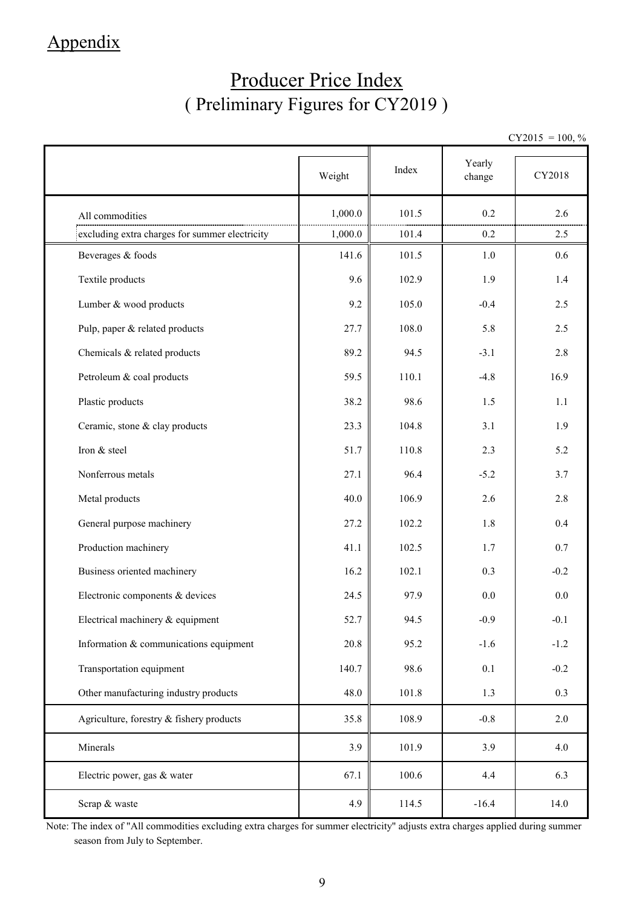# Appendix

## Producer Price Index
## ( Preliminary Figures for CY2019 )

CY2015 = 100, %

| | Weight | Index | Yearly change | CY2018 |
|---|---|---|---|---|
| All commodities | 1,000.0 | 101.5 | 0.2 | 2.6 |
| excluding extra charges for summer electricity | 1,000.0 | 101.4 | 0.2 | 2.5 |
| Beverages & foods | 141.6 | 101.5 | 1.0 | 0.6 |
| Textile products | 9.6 | 102.9 | 1.9 | 1.4 |
| Lumber & wood products | 9.2 | 105.0 | -0.4 | 2.5 |
| Pulp, paper & related products | 27.7 | 108.0 | 5.8 | 2.5 |
| Chemicals & related products | 89.2 | 94.5 | -3.1 | 2.8 |
| Petroleum & coal products | 59.5 | 110.1 | -4.8 | 16.9 |
| Plastic products | 38.2 | 98.6 | 1.5 | 1.1 |
| Ceramic, stone & clay products | 23.3 | 104.8 | 3.1 | 1.9 |
| Iron & steel | 51.7 | 110.8 | 2.3 | 5.2 |
| Nonferrous metals | 27.1 | 96.4 | -5.2 | 3.7 |
| Metal products | 40.0 | 106.9 | 2.6 | 2.8 |
| General purpose machinery | 27.2 | 102.2 | 1.8 | 0.4 |
| Production machinery | 41.1 | 102.5 | 1.7 | 0.7 |
| Business oriented machinery | 16.2 | 102.1 | 0.3 | -0.2 |
| Electronic components & devices | 24.5 | 97.9 | 0.0 | 0.0 |
| Electrical machinery & equipment | 52.7 | 94.5 | -0.9 | -0.1 |
| Information & communications equipment | 20.8 | 95.2 | -1.6 | -1.2 |
| Transportation equipment | 140.7 | 98.6 | 0.1 | -0.2 |
| Other manufacturing industry products | 48.0 | 101.8 | 1.3 | 0.3 |
| Agriculture, forestry & fishery products | 35.8 | 108.9 | -0.8 | 2.0 |
| Minerals | 3.9 | 101.9 | 3.9 | 4.0 |
| Electric power, gas & water | 67.1 | 100.6 | 4.4 | 6.3 |
| Scrap & waste | 4.9 | 114.5 | -16.4 | 14.0 |

Note: The index of "All commodities excluding extra charges for summer electricity" adjusts extra charges applied during summer season from July to September.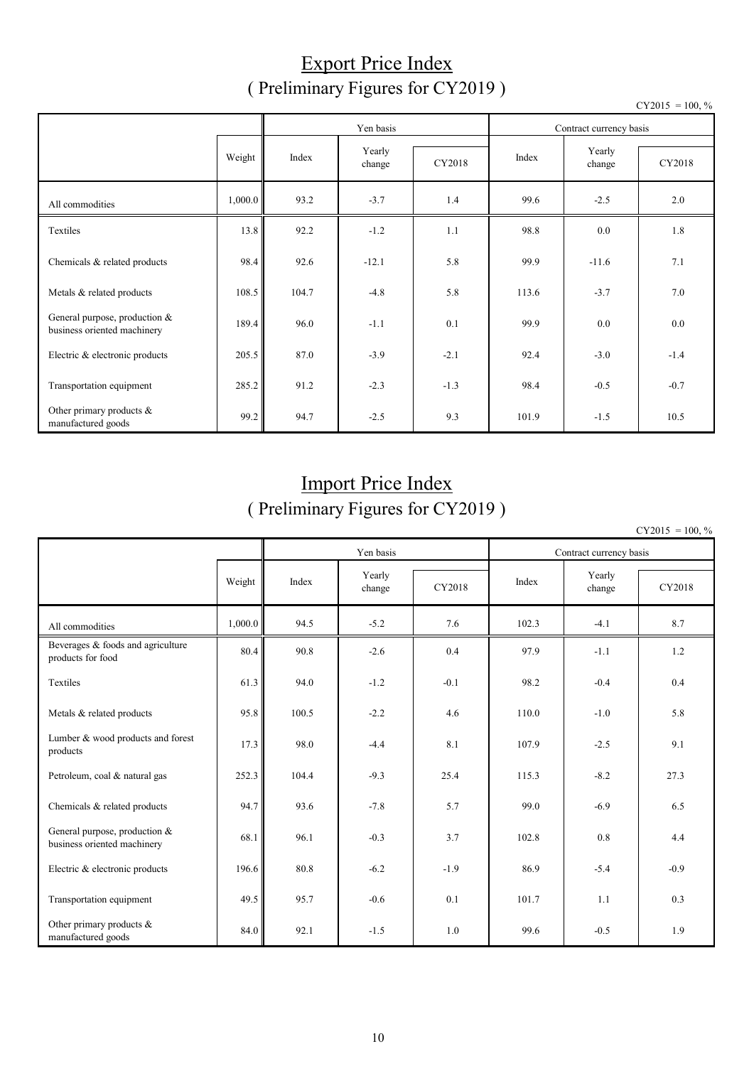# Export Price Index
## ( Preliminary Figures for CY2019 )

CY2015 = 100, %

| | Weight | Yen basis | | | Contract currency basis | | |
|---|---|---|---|---|---|---|---|
| | | Index | Yearly change | CY2018 | Index | Yearly change | CY2018 |
| All commodities | 1,000.0 | 93.2 | -3.7 | 1.4 | 99.6 | -2.5 | 2.0 |
| Textiles | 13.8 | 92.2 | -1.2 | 1.1 | 98.8 | 0.0 | 1.8 |
| Chemicals & related products | 98.4 | 92.6 | -12.1 | 5.8 | 99.9 | -11.6 | 7.1 |
| Metals & related products | 108.5 | 104.7 | -4.8 | 5.8 | 113.6 | -3.7 | 7.0 |
| General purpose, production & business oriented machinery | 189.4 | 96.0 | -1.1 | 0.1 | 99.9 | 0.0 | 0.0 |
| Electric & electronic products | 205.5 | 87.0 | -3.9 | -2.1 | 92.4 | -3.0 | -1.4 |
| Transportation equipment | 285.2 | 91.2 | -2.3 | -1.3 | 98.4 | -0.5 | -0.7 |
| Other primary products & manufactured goods | 99.2 | 94.7 | -2.5 | 9.3 | 101.9 | -1.5 | 10.5 |

# Import Price Index
## ( Preliminary Figures for CY2019 )

CY2015 = 100, %

| | Weight | Yen basis | | | Contract currency basis | | |
|---|---|---|---|---|---|---|---|
| | | Index | Yearly change | CY2018 | Index | Yearly change | CY2018 |
| All commodities | 1,000.0 | 94.5 | -5.2 | 7.6 | 102.3 | -4.1 | 8.7 |
| Beverages & foods and agriculture products for food | 80.4 | 90.8 | -2.6 | 0.4 | 97.9 | -1.1 | 1.2 |
| Textiles | 61.3 | 94.0 | -1.2 | -0.1 | 98.2 | -0.4 | 0.4 |
| Metals & related products | 95.8 | 100.5 | -2.2 | 4.6 | 110.0 | -1.0 | 5.8 |
| Lumber & wood products and forest products | 17.3 | 98.0 | -4.4 | 8.1 | 107.9 | -2.5 | 9.1 |
| Petroleum, coal & natural gas | 252.3 | 104.4 | -9.3 | 25.4 | 115.3 | -8.2 | 27.3 |
| Chemicals & related products | 94.7 | 93.6 | -7.8 | 5.7 | 99.0 | -6.9 | 6.5 |
| General purpose, production & business oriented machinery | 68.1 | 96.1 | -0.3 | 3.7 | 102.8 | 0.8 | 4.4 |
| Electric & electronic products | 196.6 | 80.8 | -6.2 | -1.9 | 86.9 | -5.4 | -0.9 |
| Transportation equipment | 49.5 | 95.7 | -0.6 | 0.1 | 101.7 | 1.1 | 0.3 |
| Other primary products & manufactured goods | 84.0 | 92.1 | -1.5 | 1.0 | 99.6 | -0.5 | 1.9 |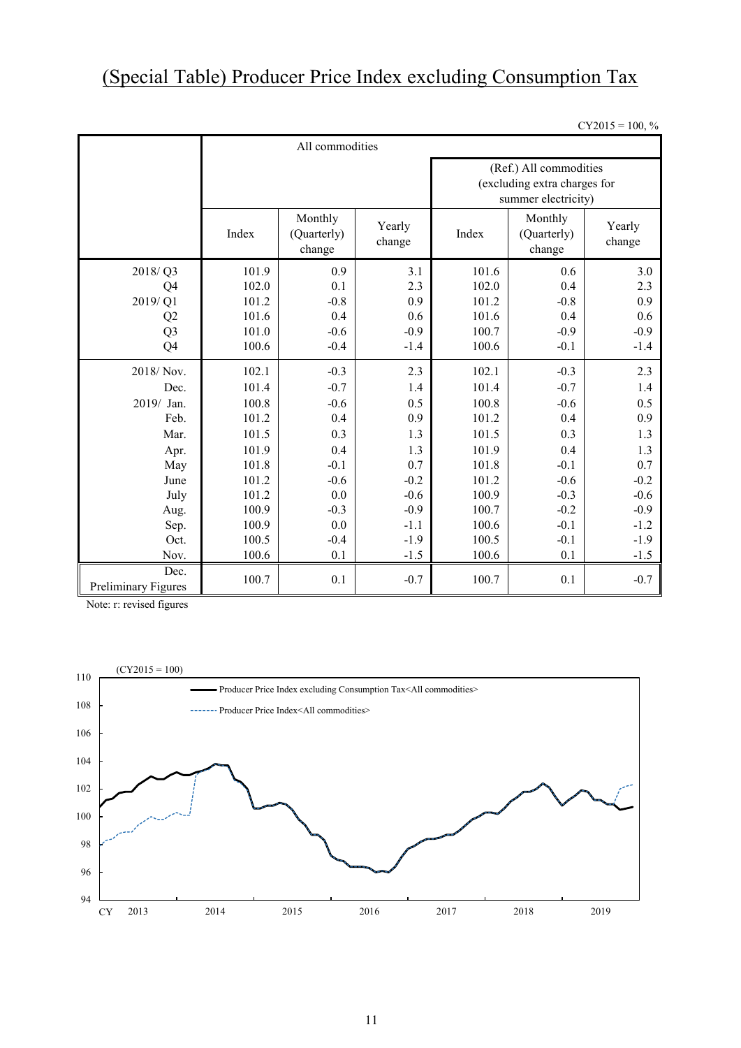# (Special Table) Producer Price Index excluding Consumption Tax

CY2015 = 100, %

| | All commodities | | | | | |
|---|---|---|---|---|---|---|
| | | | | (Ref.) All commodities (excluding extra charges for summer electricity) | | |
| | Index | Monthly (Quarterly) change | Yearly change | Index | Monthly (Quarterly) change | Yearly change |
| 2018/ Q3 | 101.9 | 0.9 | 3.1 | 101.6 | 0.6 | 3.0 |
| Q4 | 102.0 | 0.1 | 2.3 | 102.0 | 0.4 | 2.3 |
| 2019/ Q1 | 101.2 | -0.8 | 0.9 | 101.2 | -0.8 | 0.9 |
| Q2 | 101.6 | 0.4 | 0.6 | 101.6 | 0.4 | 0.6 |
| Q3 | 101.0 | -0.6 | -0.9 | 100.7 | -0.9 | -0.9 |
| Q4 | 100.6 | -0.4 | -1.4 | 100.6 | -0.1 | -1.4 |
| 2018/ Nov. | 102.1 | -0.3 | 2.3 | 102.1 | -0.3 | 2.3 |
| Dec. | 101.4 | -0.7 | 1.4 | 101.4 | -0.7 | 1.4 |
| 2019/ Jan. | 100.8 | -0.6 | 0.5 | 100.8 | -0.6 | 0.5 |
| Feb. | 101.2 | 0.4 | 0.9 | 101.2 | 0.4 | 0.9 |
| Mar. | 101.5 | 0.3 | 1.3 | 101.5 | 0.3 | 1.3 |
| Apr. | 101.9 | 0.4 | 1.3 | 101.9 | 0.4 | 1.3 |
| May | 101.8 | -0.1 | 0.7 | 101.8 | -0.1 | 0.7 |
| June | 101.2 | -0.6 | -0.2 | 101.2 | -0.6 | -0.2 |
| July | 101.2 | 0.0 | -0.6 | 100.9 | -0.3 | -0.6 |
| Aug. | 100.9 | -0.3 | -0.9 | 100.7 | -0.2 | -0.9 |
| Sep. | 100.9 | 0.0 | -1.1 | 100.6 | -0.1 | -1.2 |
| Oct. | 100.5 | -0.4 | -1.9 | 100.5 | -0.1 | -1.9 |
| Nov. | 100.6 | 0.1 | -1.5 | 100.6 | 0.1 | -1.5 |
| Dec. Preliminary Figures | 100.7 | 0.1 | -0.7 | 100.7 | 0.1 | -0.7 |

Note: r: revised figures

(CY2015 = 100)

— Producer Price Index excluding Consumption Tax<All commodities>

- - - Producer Price Index<All commodities>

CY 2013 2014 2015 2016 2017 2018 2019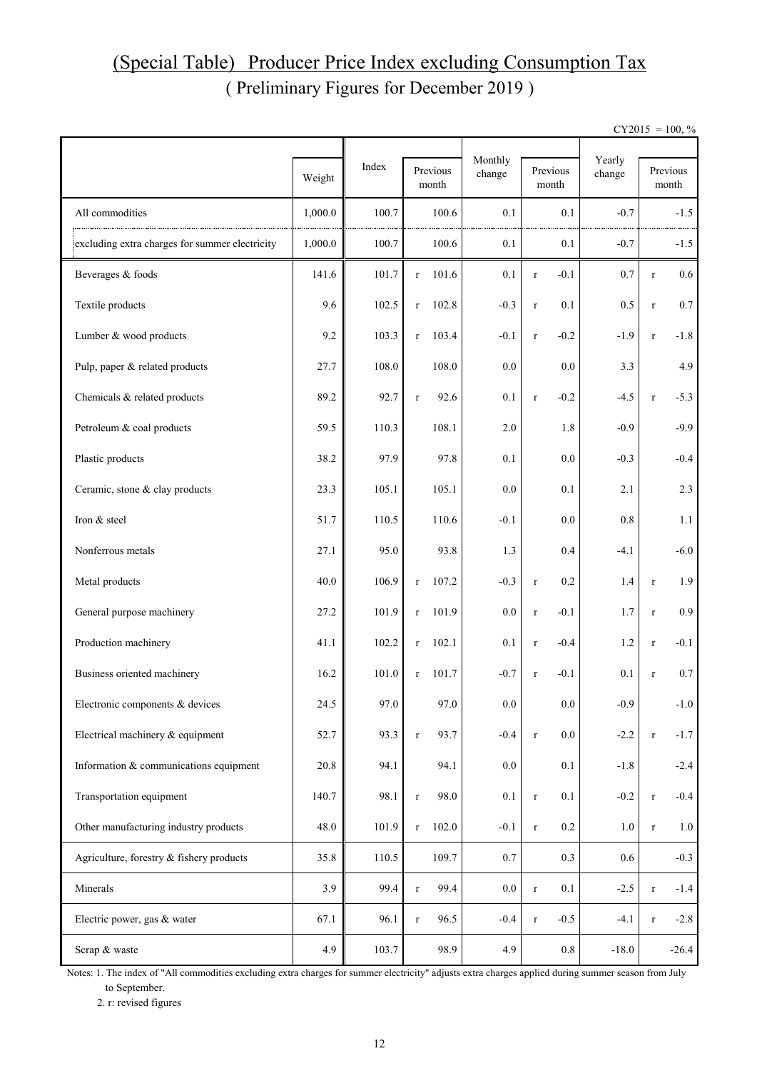# (Special Table) Producer Price Index excluding Consumption Tax

## ( Preliminary Figures for December 2019 )

CY2015 = 100, %

| | Weight | Index | Previous month | Monthly change | Previous month | Yearly change | Previous month |
|---|---|---|---|---|---|---|---|
| All commodities | 1,000.0 | 100.7 | 100.6 | 0.1 | 0.1 | -0.7 | -1.5 |
| excluding extra charges for summer electricity | 1,000.0 | 100.7 | 100.6 | 0.1 | 0.1 | -0.7 | -1.5 |
| Beverages & foods | 141.6 | 101.7 | r 101.6 | 0.1 | r -0.1 | 0.7 | r 0.6 |
| Textile products | 9.6 | 102.5 | r 102.8 | -0.3 | r 0.1 | 0.5 | r 0.7 |
| Lumber & wood products | 9.2 | 103.3 | r 103.4 | -0.1 | r -0.2 | -1.9 | r -1.8 |
| Pulp, paper & related products | 27.7 | 108.0 | 108.0 | 0.0 | 0.0 | 3.3 | 4.9 |
| Chemicals & related products | 89.2 | 92.7 | r 92.6 | 0.1 | r -0.2 | -4.5 | r -5.3 |
| Petroleum & coal products | 59.5 | 110.3 | 108.1 | 2.0 | 1.8 | -0.9 | -9.9 |
| Plastic products | 38.2 | 97.9 | 97.8 | 0.1 | 0.0 | -0.3 | -0.4 |
| Ceramic, stone & clay products | 23.3 | 105.1 | 105.1 | 0.0 | 0.1 | 2.1 | 2.3 |
| Iron & steel | 51.7 | 110.5 | 110.6 | -0.1 | 0.0 | 0.8 | 1.1 |
| Nonferrous metals | 27.1 | 95.0 | 93.8 | 1.3 | 0.4 | -4.1 | -6.0 |
| Metal products | 40.0 | 106.9 | r 107.2 | -0.3 | r 0.2 | 1.4 | r 1.9 |
| General purpose machinery | 27.2 | 101.9 | r 101.9 | 0.0 | r -0.1 | 1.7 | r 0.9 |
| Production machinery | 41.1 | 102.2 | r 102.1 | 0.1 | r -0.4 | 1.2 | r -0.1 |
| Business oriented machinery | 16.2 | 101.0 | r 101.7 | -0.7 | r -0.1 | 0.1 | r 0.7 |
| Electronic components & devices | 24.5 | 97.0 | 97.0 | 0.0 | 0.0 | -0.9 | -1.0 |
| Electrical machinery & equipment | 52.7 | 93.3 | r 93.7 | -0.4 | r 0.0 | -2.2 | r -1.7 |
| Information & communications equipment | 20.8 | 94.1 | 94.1 | 0.0 | 0.1 | -1.8 | -2.4 |
| Transportation equipment | 140.7 | 98.1 | r 98.0 | 0.1 | r 0.1 | -0.2 | r -0.4 |
| Other manufacturing industry products | 48.0 | 101.9 | r 102.0 | -0.1 | r 0.2 | 1.0 | r 1.0 |
| Agriculture, forestry & fishery products | 35.8 | 110.5 | 109.7 | 0.7 | 0.3 | 0.6 | -0.3 |
| Minerals | 3.9 | 99.4 | r 99.4 | 0.0 | r 0.1 | -2.5 | r -1.4 |
| Electric power, gas & water | 67.1 | 96.1 | r 96.5 | -0.4 | r -0.5 | -4.1 | r -2.8 |
| Scrap & waste | 4.9 | 103.7 | 98.9 | 4.9 | 0.8 | -18.0 | -26.4 |

Notes: 1. The index of "All commodities excluding extra charges for summer electricity" adjusts extra charges applied during summer season from July to September.

2. r: revised figures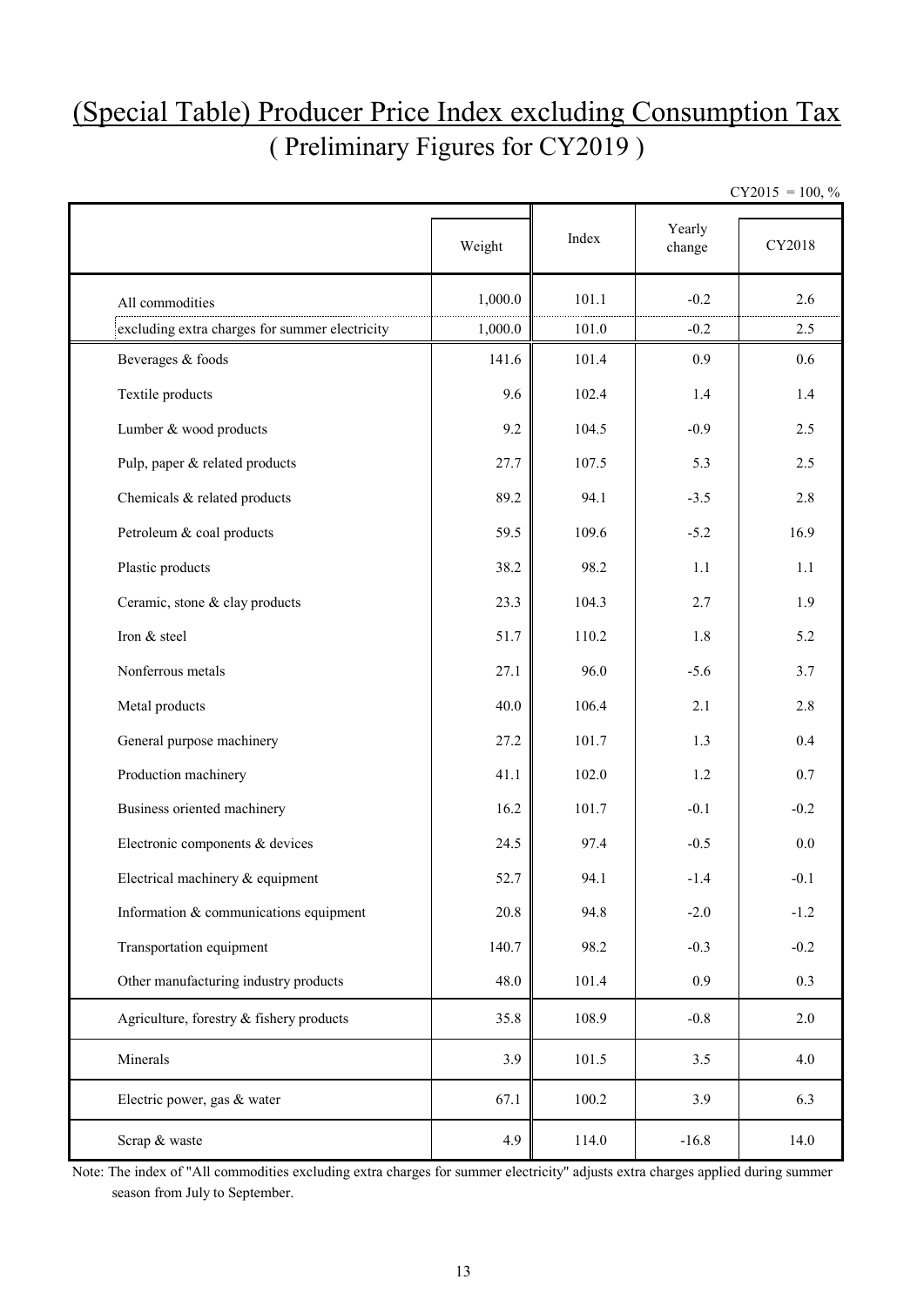# (Special Table) Producer Price Index excluding Consumption Tax
## ( Preliminary Figures for CY2019 )

CY2015 = 100, %

| | Weight | Index | Yearly change | CY2018 |
|---|---|---|---|---|
| All commodities | 1,000.0 | 101.1 | -0.2 | 2.6 |
| excluding extra charges for summer electricity | 1,000.0 | 101.0 | -0.2 | 2.5 |
| Beverages & foods | 141.6 | 101.4 | 0.9 | 0.6 |
| Textile products | 9.6 | 102.4 | 1.4 | 1.4 |
| Lumber & wood products | 9.2 | 104.5 | -0.9 | 2.5 |
| Pulp, paper & related products | 27.7 | 107.5 | 5.3 | 2.5 |
| Chemicals & related products | 89.2 | 94.1 | -3.5 | 2.8 |
| Petroleum & coal products | 59.5 | 109.6 | -5.2 | 16.9 |
| Plastic products | 38.2 | 98.2 | 1.1 | 1.1 |
| Ceramic, stone & clay products | 23.3 | 104.3 | 2.7 | 1.9 |
| Iron & steel | 51.7 | 110.2 | 1.8 | 5.2 |
| Nonferrous metals | 27.1 | 96.0 | -5.6 | 3.7 |
| Metal products | 40.0 | 106.4 | 2.1 | 2.8 |
| General purpose machinery | 27.2 | 101.7 | 1.3 | 0.4 |
| Production machinery | 41.1 | 102.0 | 1.2 | 0.7 |
| Business oriented machinery | 16.2 | 101.7 | -0.1 | -0.2 |
| Electronic components & devices | 24.5 | 97.4 | -0.5 | 0.0 |
| Electrical machinery & equipment | 52.7 | 94.1 | -1.4 | -0.1 |
| Information & communications equipment | 20.8 | 94.8 | -2.0 | -1.2 |
| Transportation equipment | 140.7 | 98.2 | -0.3 | -0.2 |
| Other manufacturing industry products | 48.0 | 101.4 | 0.9 | 0.3 |
| Agriculture, forestry & fishery products | 35.8 | 108.9 | -0.8 | 2.0 |
| Minerals | 3.9 | 101.5 | 3.5 | 4.0 |
| Electric power, gas & water | 67.1 | 100.2 | 3.9 | 6.3 |
| Scrap & waste | 4.9 | 114.0 | -16.8 | 14.0 |

Note: The index of "All commodities excluding extra charges for summer electricity" adjusts extra charges applied during summer season from July to September.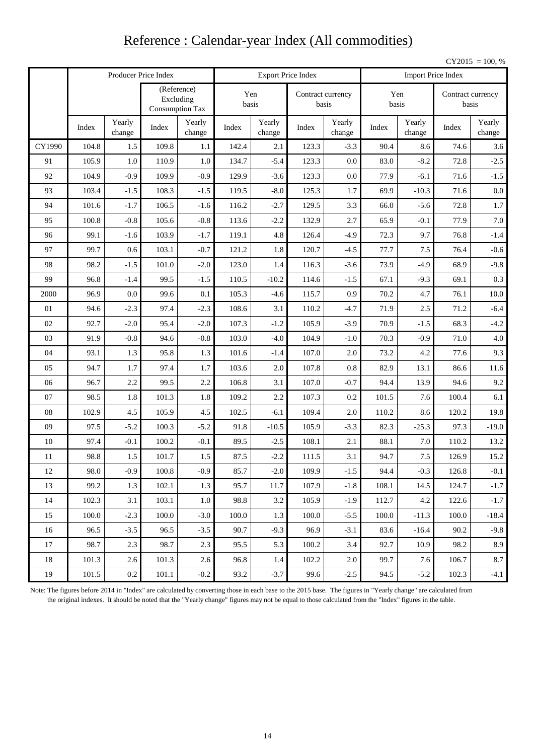# Reference : Calendar-year Index (All commodities)

CY2015 = 100, %

| | Producer Price Index | | | | Export Price Index | | | | Import Price Index | | | |
|---|---|---|---|---|---|---|---|---|---|---|---|---|
| | | | (Reference) Excluding Consumption Tax | | Yen basis | | Contract currency basis | | Yen basis | | Contract currency basis | |
| | Index | Yearly change | Index | Yearly change | Index | Yearly change | Index | Yearly change | Index | Yearly change | Index | Yearly change |
| CY1990 | 104.8 | 1.5 | 109.8 | 1.1 | 142.4 | 2.1 | 123.3 | -3.3 | 90.4 | 8.6 | 74.6 | 3.6 |
| 91 | 105.9 | 1.0 | 110.9 | 1.0 | 134.7 | -5.4 | 123.3 | 0.0 | 83.0 | -8.2 | 72.8 | -2.5 |
| 92 | 104.9 | -0.9 | 109.9 | -0.9 | 129.9 | -3.6 | 123.3 | 0.0 | 77.9 | -6.1 | 71.6 | -1.5 |
| 93 | 103.4 | -1.5 | 108.3 | -1.5 | 119.5 | -8.0 | 125.3 | 1.7 | 69.9 | -10.3 | 71.6 | 0.0 |
| 94 | 101.6 | -1.7 | 106.5 | -1.6 | 116.2 | -2.7 | 129.5 | 3.3 | 66.0 | -5.6 | 72.8 | 1.7 |
| 95 | 100.8 | -0.8 | 105.6 | -0.8 | 113.6 | -2.2 | 132.9 | 2.7 | 65.9 | -0.1 | 77.9 | 7.0 |
| 96 | 99.1 | -1.6 | 103.9 | -1.7 | 119.1 | 4.8 | 126.4 | -4.9 | 72.3 | 9.7 | 76.8 | -1.4 |
| 97 | 99.7 | 0.6 | 103.1 | -0.7 | 121.2 | 1.8 | 120.7 | -4.5 | 77.7 | 7.5 | 76.4 | -0.6 |
| 98 | 98.2 | -1.5 | 101.0 | -2.0 | 123.0 | 1.4 | 116.3 | -3.6 | 73.9 | -4.9 | 68.9 | -9.8 |
| 99 | 96.8 | -1.4 | 99.5 | -1.5 | 110.5 | -10.2 | 114.6 | -1.5 | 67.1 | -9.3 | 69.1 | 0.3 |
| 2000 | 96.9 | 0.0 | 99.6 | 0.1 | 105.3 | -4.6 | 115.7 | 0.9 | 70.2 | 4.7 | 76.1 | 10.0 |
| 01 | 94.6 | -2.3 | 97.4 | -2.3 | 108.6 | 3.1 | 110.2 | -4.7 | 71.9 | 2.5 | 71.2 | -6.4 |
| 02 | 92.7 | -2.0 | 95.4 | -2.0 | 107.3 | -1.2 | 105.9 | -3.9 | 70.9 | -1.5 | 68.3 | -4.2 |
| 03 | 91.9 | -0.8 | 94.6 | -0.8 | 103.0 | -4.0 | 104.9 | -1.0 | 70.3 | -0.9 | 71.0 | 4.0 |
| 04 | 93.1 | 1.3 | 95.8 | 1.3 | 101.6 | -1.4 | 107.0 | 2.0 | 73.2 | 4.2 | 77.6 | 9.3 |
| 05 | 94.7 | 1.7 | 97.4 | 1.7 | 103.6 | 2.0 | 107.8 | 0.8 | 82.9 | 13.1 | 86.6 | 11.6 |
| 06 | 96.7 | 2.2 | 99.5 | 2.2 | 106.8 | 3.1 | 107.0 | -0.7 | 94.4 | 13.9 | 94.6 | 9.2 |
| 07 | 98.5 | 1.8 | 101.3 | 1.8 | 109.2 | 2.2 | 107.3 | 0.2 | 101.5 | 7.6 | 100.4 | 6.1 |
| 08 | 102.9 | 4.5 | 105.9 | 4.5 | 102.5 | -6.1 | 109.4 | 2.0 | 110.2 | 8.6 | 120.2 | 19.8 |
| 09 | 97.5 | -5.2 | 100.3 | -5.2 | 91.8 | -10.5 | 105.9 | -3.3 | 82.3 | -25.3 | 97.3 | -19.0 |
| 10 | 97.4 | -0.1 | 100.2 | -0.1 | 89.5 | -2.5 | 108.1 | 2.1 | 88.1 | 7.0 | 110.2 | 13.2 |
| 11 | 98.8 | 1.5 | 101.7 | 1.5 | 87.5 | -2.2 | 111.5 | 3.1 | 94.7 | 7.5 | 126.9 | 15.2 |
| 12 | 98.0 | -0.9 | 100.8 | -0.9 | 85.7 | -2.0 | 109.9 | -1.5 | 94.4 | -0.3 | 126.8 | -0.1 |
| 13 | 99.2 | 1.3 | 102.1 | 1.3 | 95.7 | 11.7 | 107.9 | -1.8 | 108.1 | 14.5 | 124.7 | -1.7 |
| 14 | 102.3 | 3.1 | 103.1 | 1.0 | 98.8 | 3.2 | 105.9 | -1.9 | 112.7 | 4.2 | 122.6 | -1.7 |
| 15 | 100.0 | -2.3 | 100.0 | -3.0 | 100.0 | 1.3 | 100.0 | -5.5 | 100.0 | -11.3 | 100.0 | -18.4 |
| 16 | 96.5 | -3.5 | 96.5 | -3.5 | 90.7 | -9.3 | 96.9 | -3.1 | 83.6 | -16.4 | 90.2 | -9.8 |
| 17 | 98.7 | 2.3 | 98.7 | 2.3 | 95.5 | 5.3 | 100.2 | 3.4 | 92.7 | 10.9 | 98.2 | 8.9 |
| 18 | 101.3 | 2.6 | 101.3 | 2.6 | 96.8 | 1.4 | 102.2 | 2.0 | 99.7 | 7.6 | 106.7 | 8.7 |
| 19 | 101.5 | 0.2 | 101.1 | -0.2 | 93.2 | -3.7 | 99.6 | -2.5 | 94.5 | -5.2 | 102.3 | -4.1 |

Note: The figures before 2014 in "Index" are calculated by converting those in each base to the 2015 base. The figures in "Yearly change" are calculated from the original indexes. It should be noted that the "Yearly change" figures may not be equal to those calculated from the "Index" figures in the table.